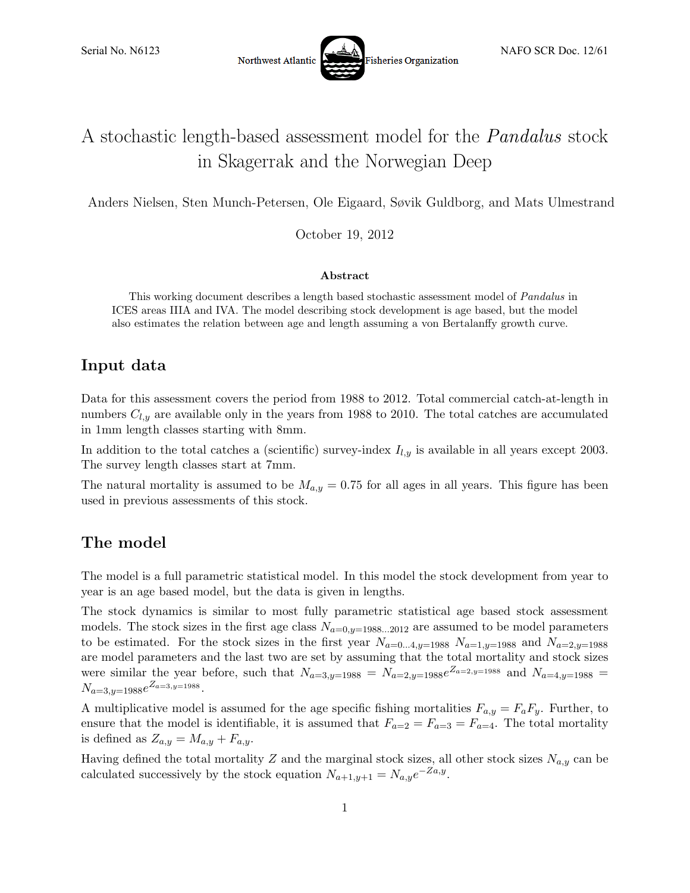Serial No. N6123 | Northwest Atlantic Fisheries Organization | NAFO SCR Doc. 12/61

# A stochastic length-based assessment model for the *Pandalus* stock in Skagerrak and the Norwegian Deep

Anders Nielsen, Sten Munch-Petersen, Ole Eigaard, Søvik Guldborg, and Mats Ulmestrand

October 19, 2012

**Abstract**

This working document describes a length based stochastic assessment model of *Pandalus* in ICES areas IIIA and IVA. The model describing stock development is age based, but the model also estimates the relation between age and length assuming a von Bertalanffy growth curve.

## Input data

Data for this assessment covers the period from 1988 to 2012. Total commercial catch-at-length in numbers $C_{l,y}$ are available only in the years from 1988 to 2010. The total catches are accumulated in 1mm length classes starting with 8mm.

In addition to the total catches a (scientific) survey-index $I_{l,y}$ is available in all years except 2003. The survey length classes start at 7mm.

The natural mortality is assumed to be $M_{a,y} = 0.75$ for all ages in all years. This figure has been used in previous assessments of this stock.

## The model

The model is a full parametric statistical model. In this model the stock development from year to year is an age based model, but the data is given in lengths.

The stock dynamics is similar to most fully parametric statistical age based stock assessment models. The stock sizes in the first age class $N_{a=0,y=1988...2012}$ are assumed to be model parameters to be estimated. For the stock sizes in the first year $N_{a=0...4,y=1988}$ $N_{a=1,y=1988}$ and $N_{a=2,y=1988}$ are model parameters and the last two are set by assuming that the total mortality and stock sizes were similar the year before, such that $N_{a=3,y=1988} = N_{a=2,y=1988}e^{Z_{a=2,y=1988}}$ and $N_{a=4,y=1988} = N_{a=3,y=1988}e^{Z_{a=3,y=1988}}$.

A multiplicative model is assumed for the age specific fishing mortalities $F_{a,y} = F_aF_y$. Further, to ensure that the model is identifiable, it is assumed that $F_{a=2} = F_{a=3} = F_{a=4}$. The total mortality is defined as $Z_{a,y} = M_{a,y} + F_{a,y}$.

Having defined the total mortality $Z$ and the marginal stock sizes, all other stock sizes $N_{a,y}$ can be calculated successively by the stock equation $N_{a+1,y+1} = N_{a,y}e^{-Z_{a,y}}$.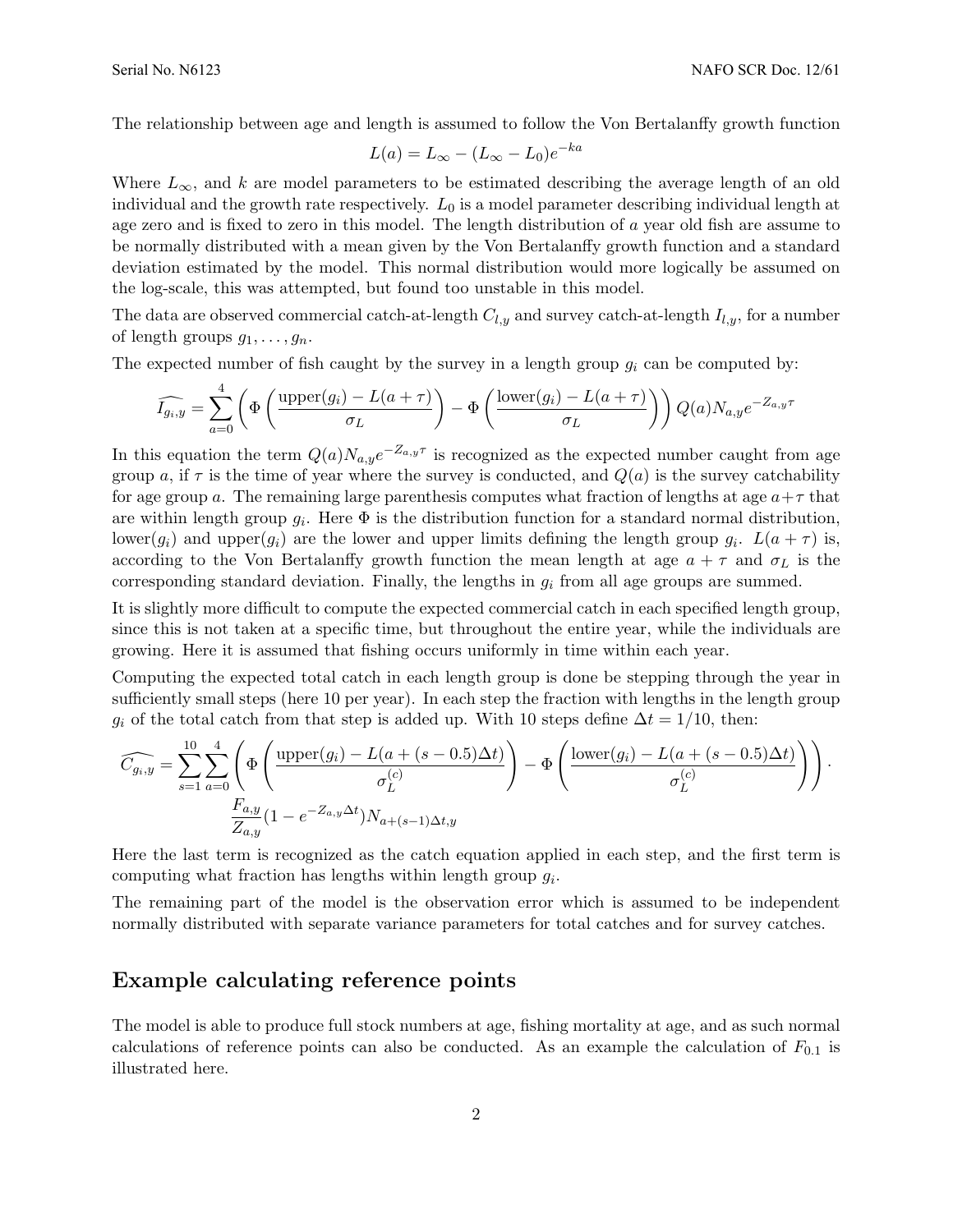The relationship between age and length is assumed to follow the Von Bertalanffy growth function

$$L(a) = L_\infty - (L_\infty - L_0)e^{-ka}$$

Where $L_\infty$, and $k$ are model parameters to be estimated describing the average length of an old individual and the growth rate respectively. $L_0$ is a model parameter describing individual length at age zero and is fixed to zero in this model. The length distribution of $a$ year old fish are assume to be normally distributed with a mean given by the Von Bertalanffy growth function and a standard deviation estimated by the model. This normal distribution would more logically be assumed on the log-scale, this was attempted, but found too unstable in this model.

The data are observed commercial catch-at-length $C_{l,y}$ and survey catch-at-length $I_{l,y}$, for a number of length groups $g_1, \ldots, g_n$.

The expected number of fish caught by the survey in a length group $g_i$ can be computed by:

$$\widehat{I_{g_i,y}} = \sum_{a=0}^{4} \left( \Phi\left( \frac{\text{upper}(g_i) - L(a+\tau)}{\sigma_L} \right) - \Phi\left( \frac{\text{lower}(g_i) - L(a+\tau)}{\sigma_L} \right) \right) Q(a) N_{a,y} e^{-Z_{a,y}\tau}$$

In this equation the term $Q(a)N_{a,y}e^{-Z_{a,y}\tau}$ is recognized as the expected number caught from age group $a$, if $\tau$ is the time of year where the survey is conducted, and $Q(a)$ is the survey catchability for age group $a$. The remaining large parenthesis computes what fraction of lengths at age $a+\tau$ that are within length group $g_i$. Here $\Phi$ is the distribution function for a standard normal distribution, lower$(g_i)$ and upper$(g_i)$ are the lower and upper limits defining the length group $g_i$. $L(a+\tau)$ is, according to the Von Bertalanffy growth function the mean length at age $a+\tau$ and $\sigma_L$ is the corresponding standard deviation. Finally, the lengths in $g_i$ from all age groups are summed.

It is slightly more difficult to compute the expected commercial catch in each specified length group, since this is not taken at a specific time, but throughout the entire year, while the individuals are growing. Here it is assumed that fishing occurs uniformly in time within each year.

Computing the expected total catch in each length group is done be stepping through the year in sufficiently small steps (here 10 per year). In each step the fraction with lengths in the length group $g_i$ of the total catch from that step is added up. With 10 steps define $\Delta t = 1/10$, then:

$$\widehat{C_{g_i,y}} = \sum_{s=1}^{10} \sum_{a=0}^{4} \left( \Phi\left( \frac{\text{upper}(g_i) - L(a+(s-0.5)\Delta t)}{\sigma_L^{(c)}} \right) - \Phi\left( \frac{\text{lower}(g_i) - L(a+(s-0.5)\Delta t)}{\sigma_L^{(c)}} \right) \right) \cdot \frac{F_{a,y}}{Z_{a,y}}(1 - e^{-Z_{a,y}\Delta t}) N_{a+(s-1)\Delta t, y}$$

Here the last term is recognized as the catch equation applied in each step, and the first term is computing what fraction has lengths within length group $g_i$.

The remaining part of the model is the observation error which is assumed to be independent normally distributed with separate variance parameters for total catches and for survey catches.

## Example calculating reference points

The model is able to produce full stock numbers at age, fishing mortality at age, and as such normal calculations of reference points can also be conducted. As an example the calculation of $F_{0.1}$ is illustrated here.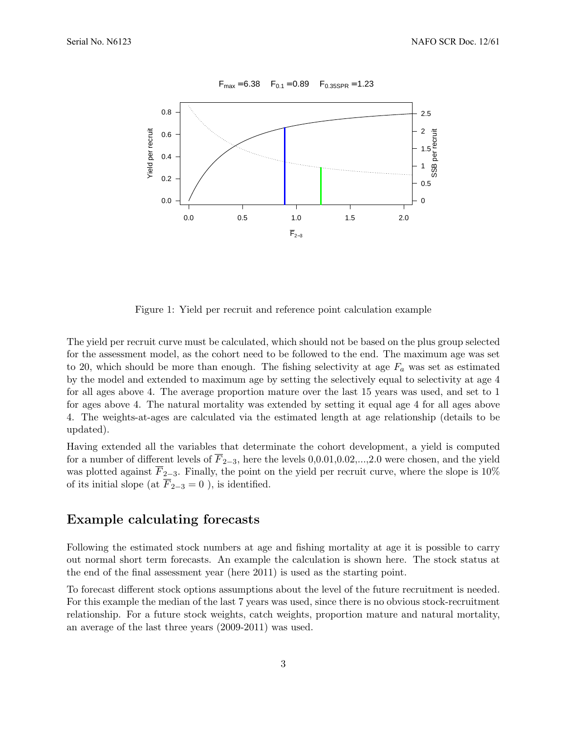Figure 1: Yield per recruit and reference point calculation example

The yield per recruit curve must be calculated, which should not be based on the plus group selected for the assessment model, as the cohort need to be followed to the end. The maximum age was set to 20, which should be more than enough. The fishing selectivity at age $F_a$ was set as estimated by the model and extended to maximum age by setting the selectively equal to selectivity at age 4 for all ages above 4. The average proportion mature over the last 15 years was used, and set to 1 for ages above 4. The natural mortality was extended by setting it equal age 4 for all ages above 4. The weights-at-ages are calculated via the estimated length at age relationship (details to be updated).

Having extended all the variables that determinate the cohort development, a yield is computed for a number of different levels of $\overline{F}_{2-3}$, here the levels 0,0.01,0.02,...,2.0 were chosen, and the yield was plotted against $\overline{F}_{2-3}$. Finally, the point on the yield per recruit curve, where the slope is 10% of its initial slope (at $\overline{F}_{2-3} = 0$ ), is identified.

## Example calculating forecasts

Following the estimated stock numbers at age and fishing mortality at age it is possible to carry out normal short term forecasts. An example the calculation is shown here. The stock status at the end of the final assessment year (here 2011) is used as the starting point.

To forecast different stock options assumptions about the level of the future recruitment is needed. For this example the median of the last 7 years was used, since there is no obvious stock-recruitment relationship. For a future stock weights, catch weights, proportion mature and natural mortality, an average of the last three years (2009-2011) was used.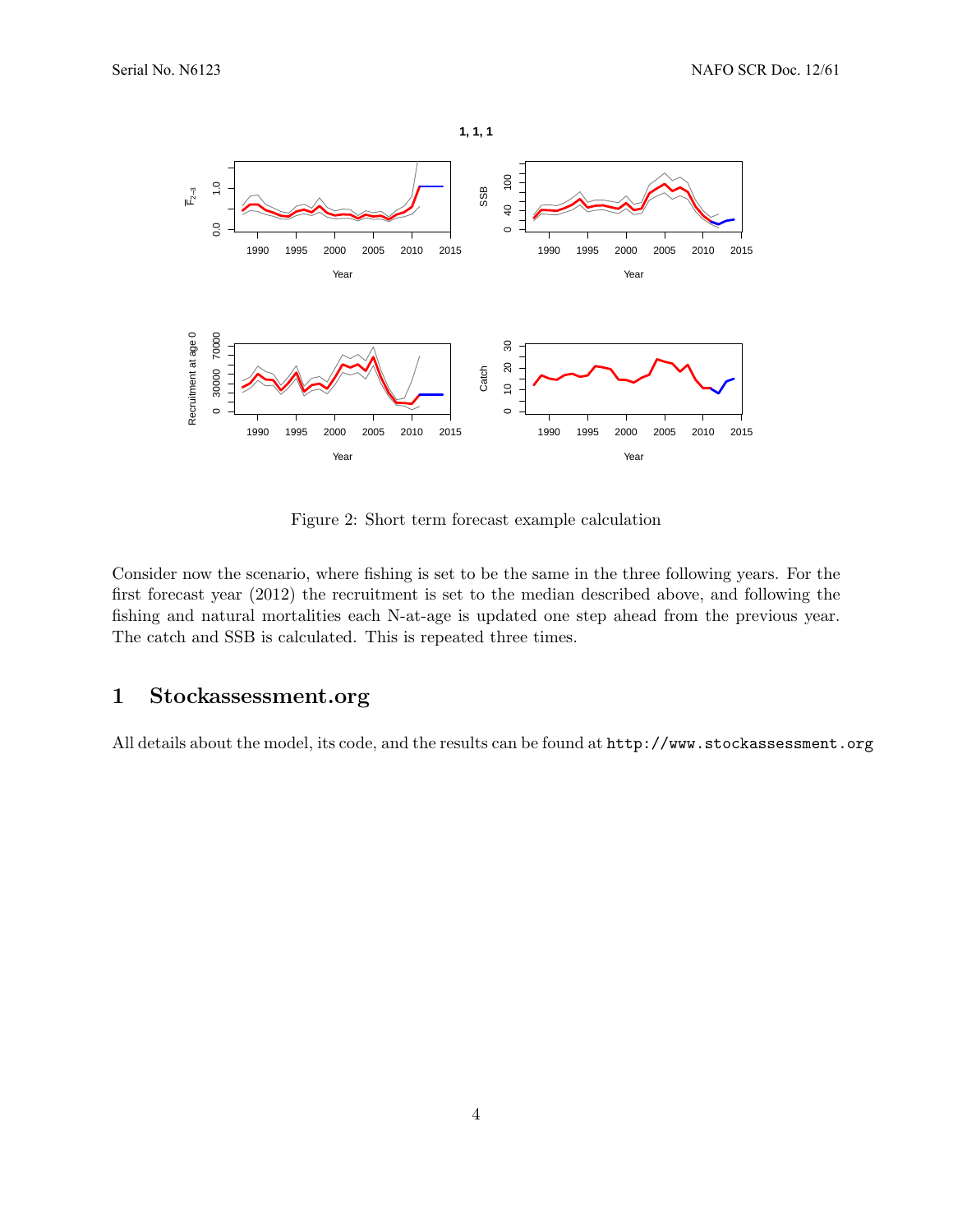Figure 2: Short term forecast example calculation

Consider now the scenario, where fishing is set to be the same in the three following years. For the first forecast year (2012) the recruitment is set to the median described above, and following the fishing and natural mortalities each N-at-age is updated one step ahead from the previous year. The catch and SSB is calculated. This is repeated three times.

# 1 Stockassessment.org

All details about the model, its code, and the results can be found at `http://www.stockassessment.org`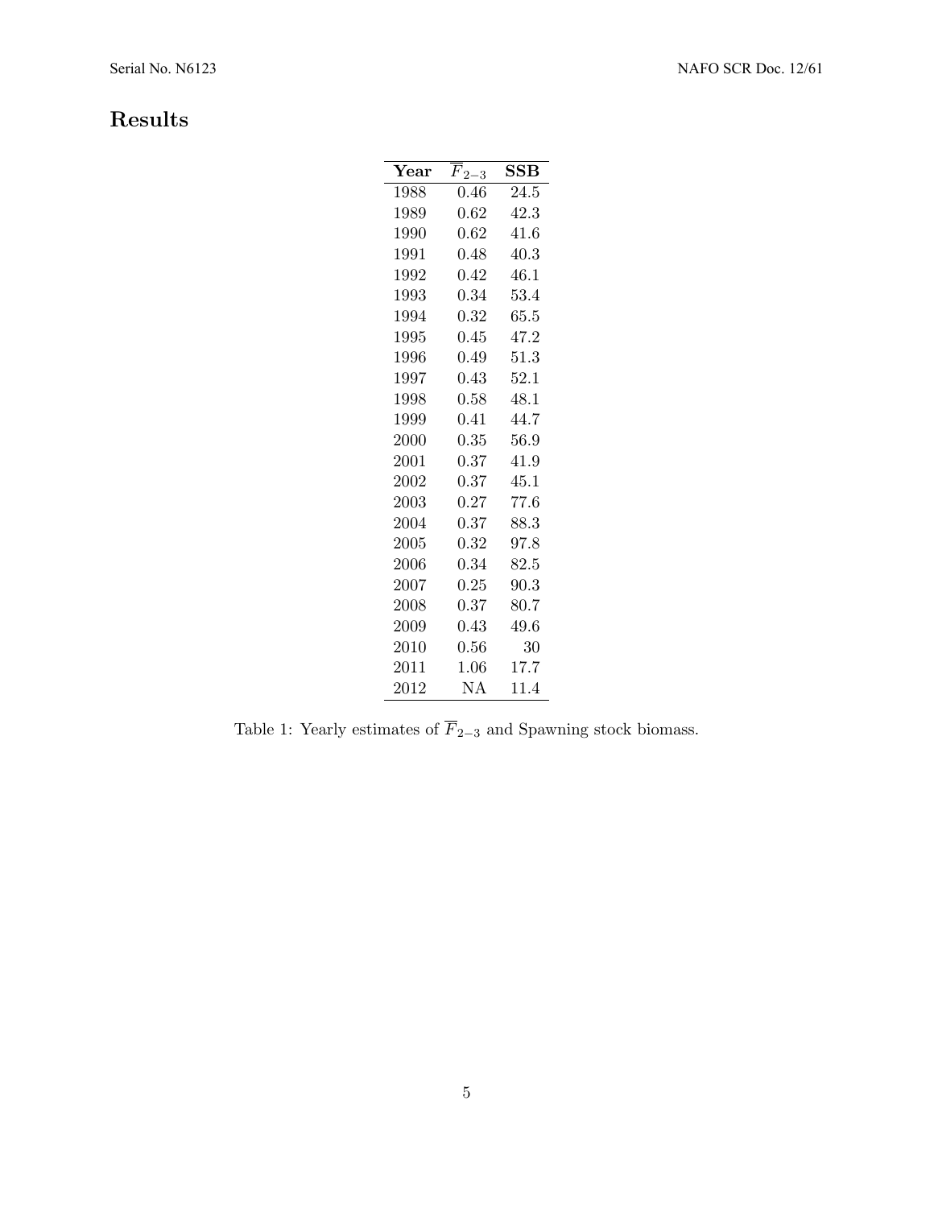## Results

| Year | $\overline{F}_{2-3}$ | SSB |
|---|---|---|
| 1988 | 0.46 | 24.5 |
| 1989 | 0.62 | 42.3 |
| 1990 | 0.62 | 41.6 |
| 1991 | 0.48 | 40.3 |
| 1992 | 0.42 | 46.1 |
| 1993 | 0.34 | 53.4 |
| 1994 | 0.32 | 65.5 |
| 1995 | 0.45 | 47.2 |
| 1996 | 0.49 | 51.3 |
| 1997 | 0.43 | 52.1 |
| 1998 | 0.58 | 48.1 |
| 1999 | 0.41 | 44.7 |
| 2000 | 0.35 | 56.9 |
| 2001 | 0.37 | 41.9 |
| 2002 | 0.37 | 45.1 |
| 2003 | 0.27 | 77.6 |
| 2004 | 0.37 | 88.3 |
| 2005 | 0.32 | 97.8 |
| 2006 | 0.34 | 82.5 |
| 2007 | 0.25 | 90.3 |
| 2008 | 0.37 | 80.7 |
| 2009 | 0.43 | 49.6 |
| 2010 | 0.56 | 30 |
| 2011 | 1.06 | 17.7 |
| 2012 | NA | 11.4 |

Table 1: Yearly estimates of $\overline{F}_{2-3}$ and Spawning stock biomass.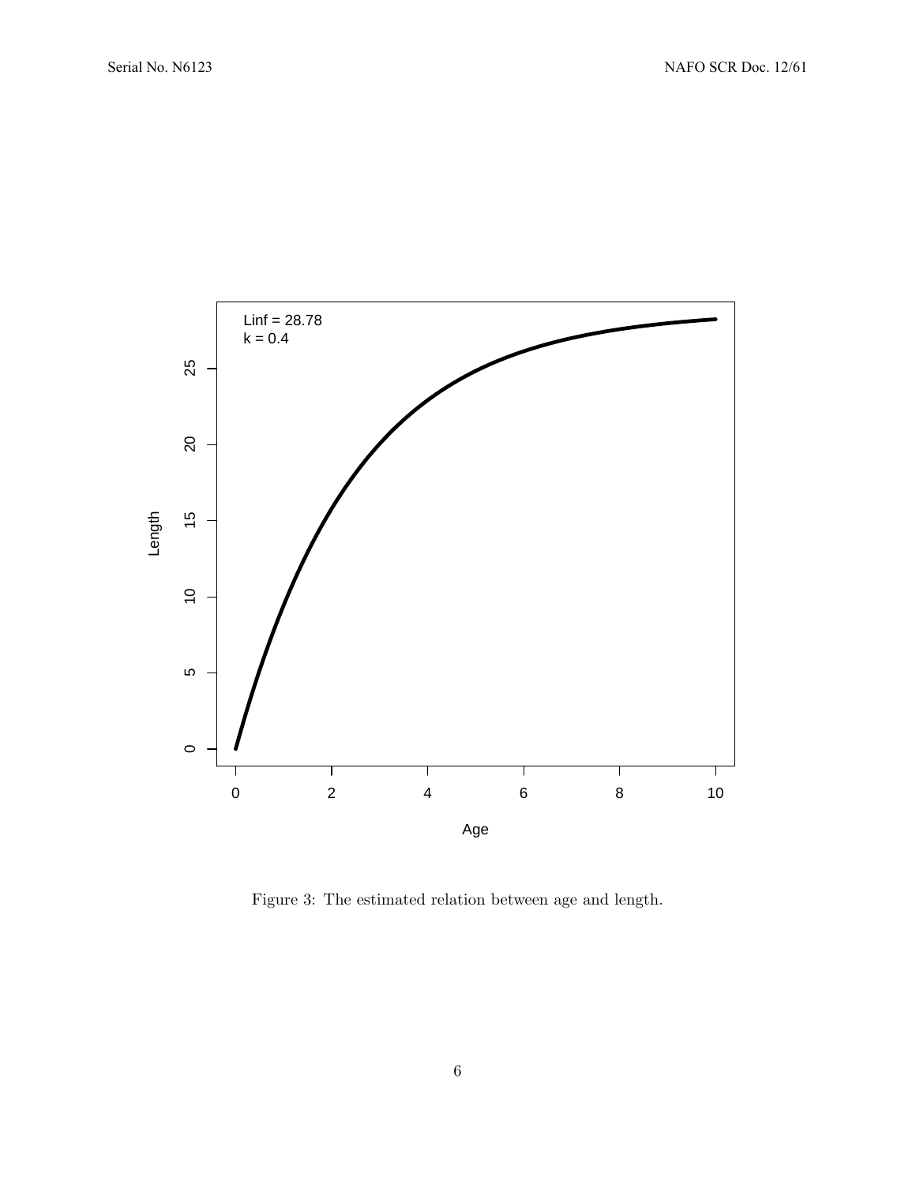Figure 3: The estimated relation between age and length.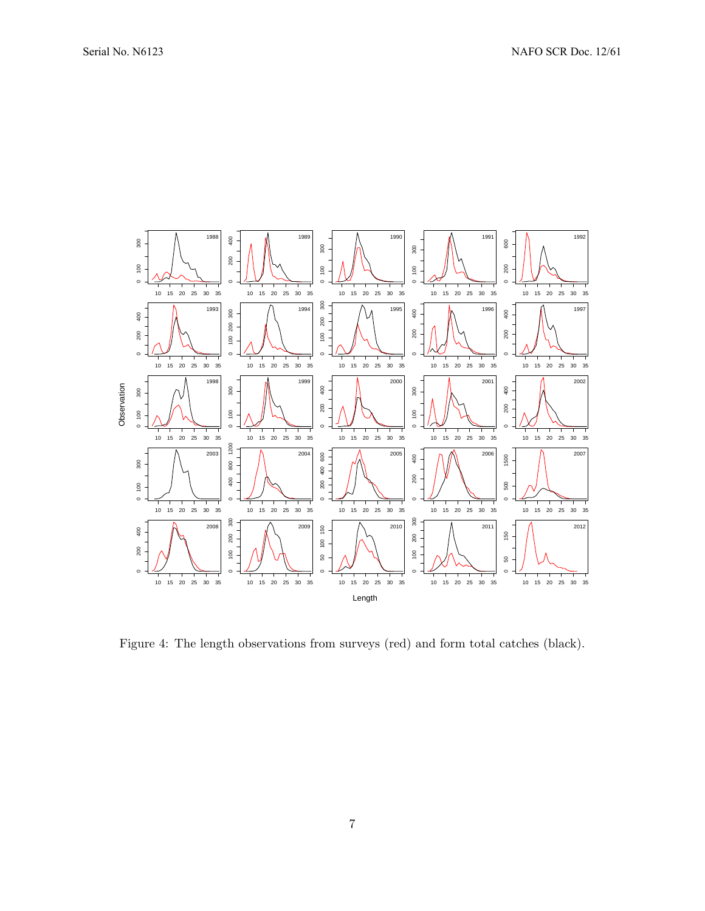Figure 4: The length observations from surveys (red) and form total catches (black).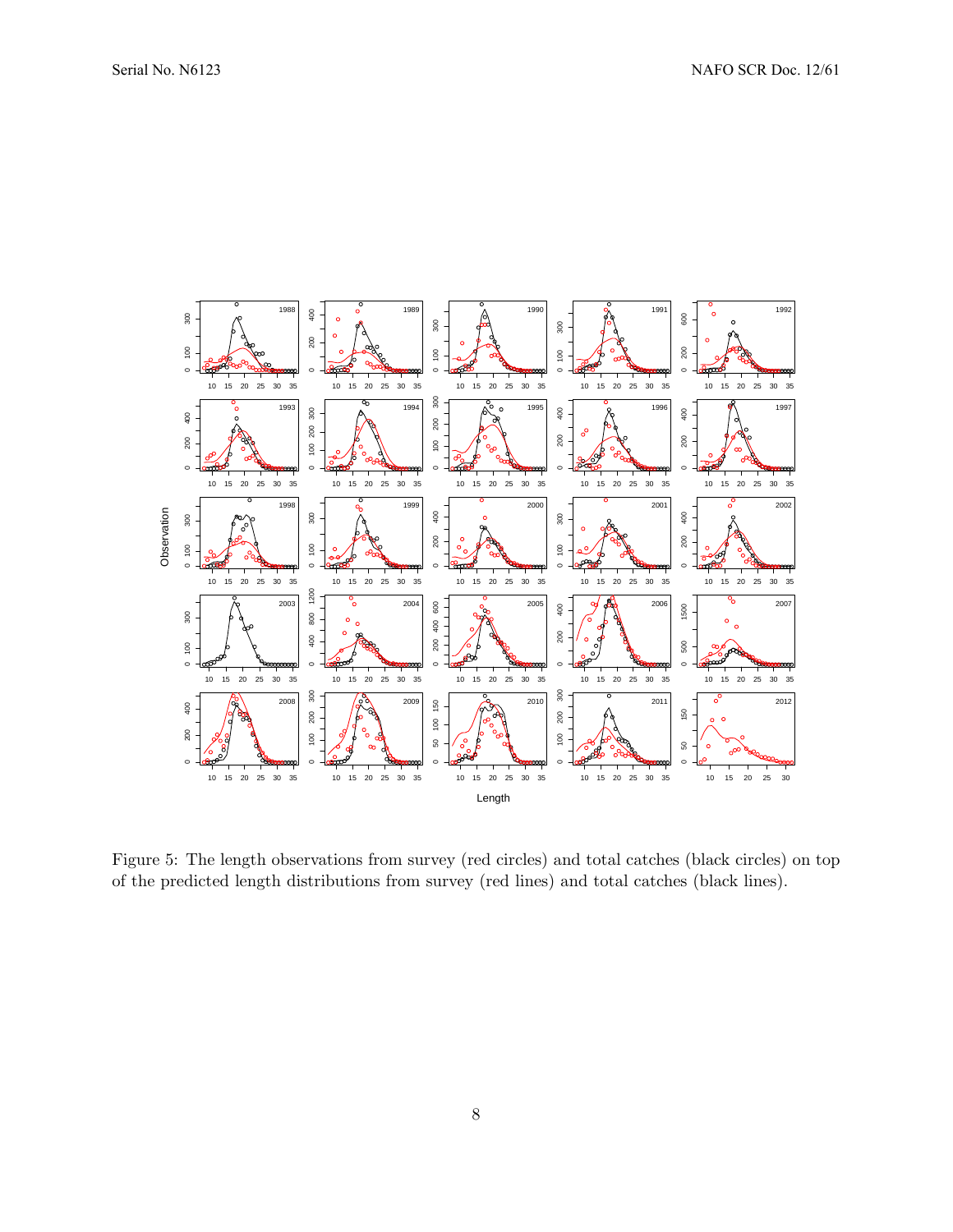Figure 5: The length observations from survey (red circles) and total catches (black circles) on top of the predicted length distributions from survey (red lines) and total catches (black lines).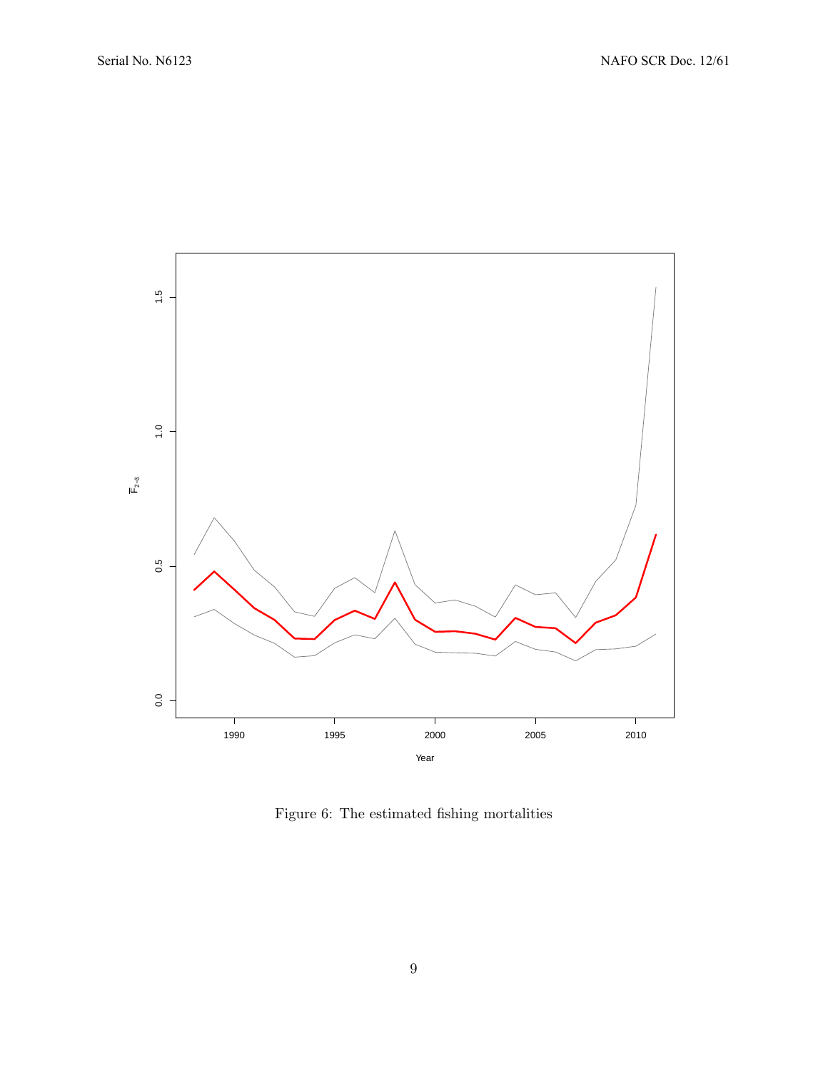Figure 6: The estimated fishing mortalities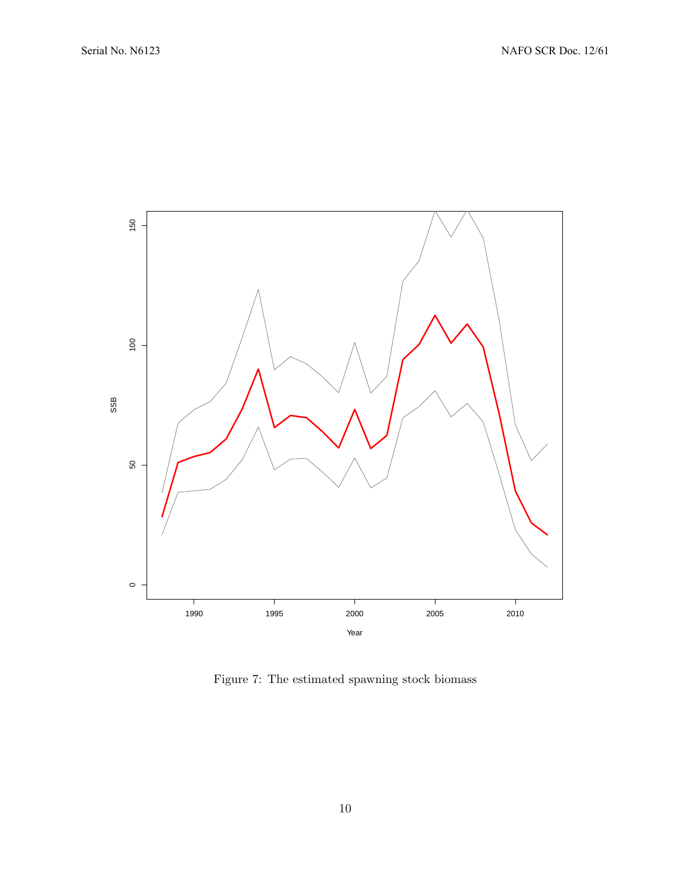Figure 7: The estimated spawning stock biomass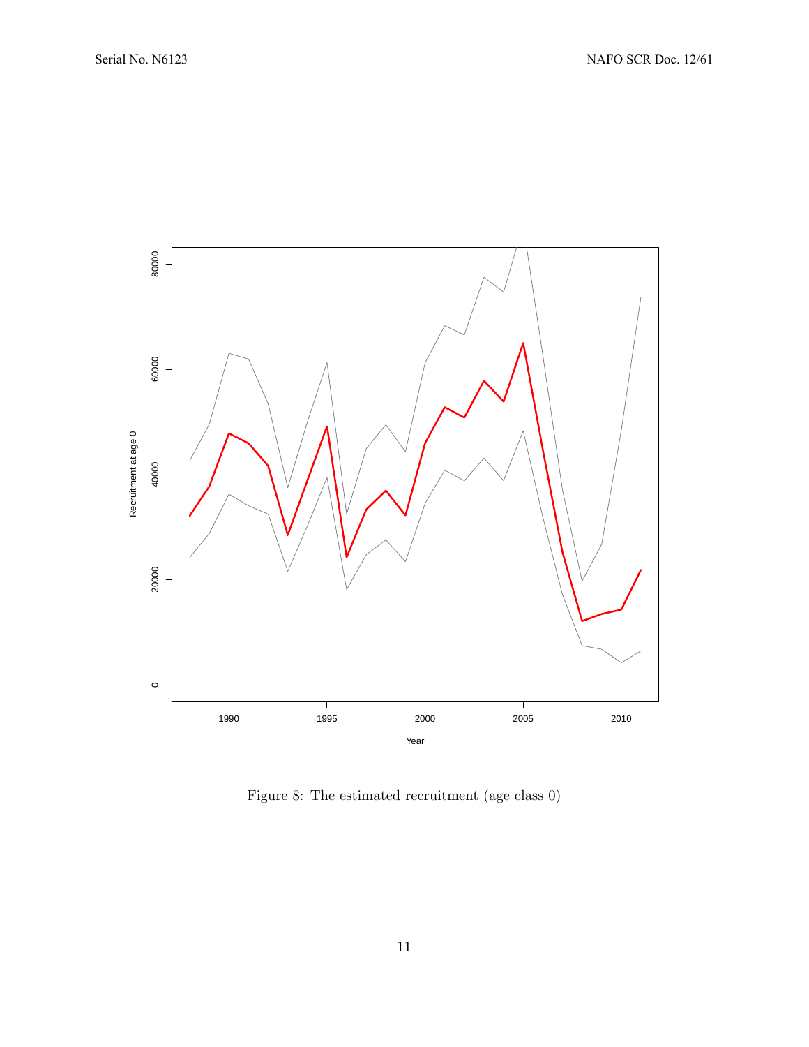Figure 8: The estimated recruitment (age class 0)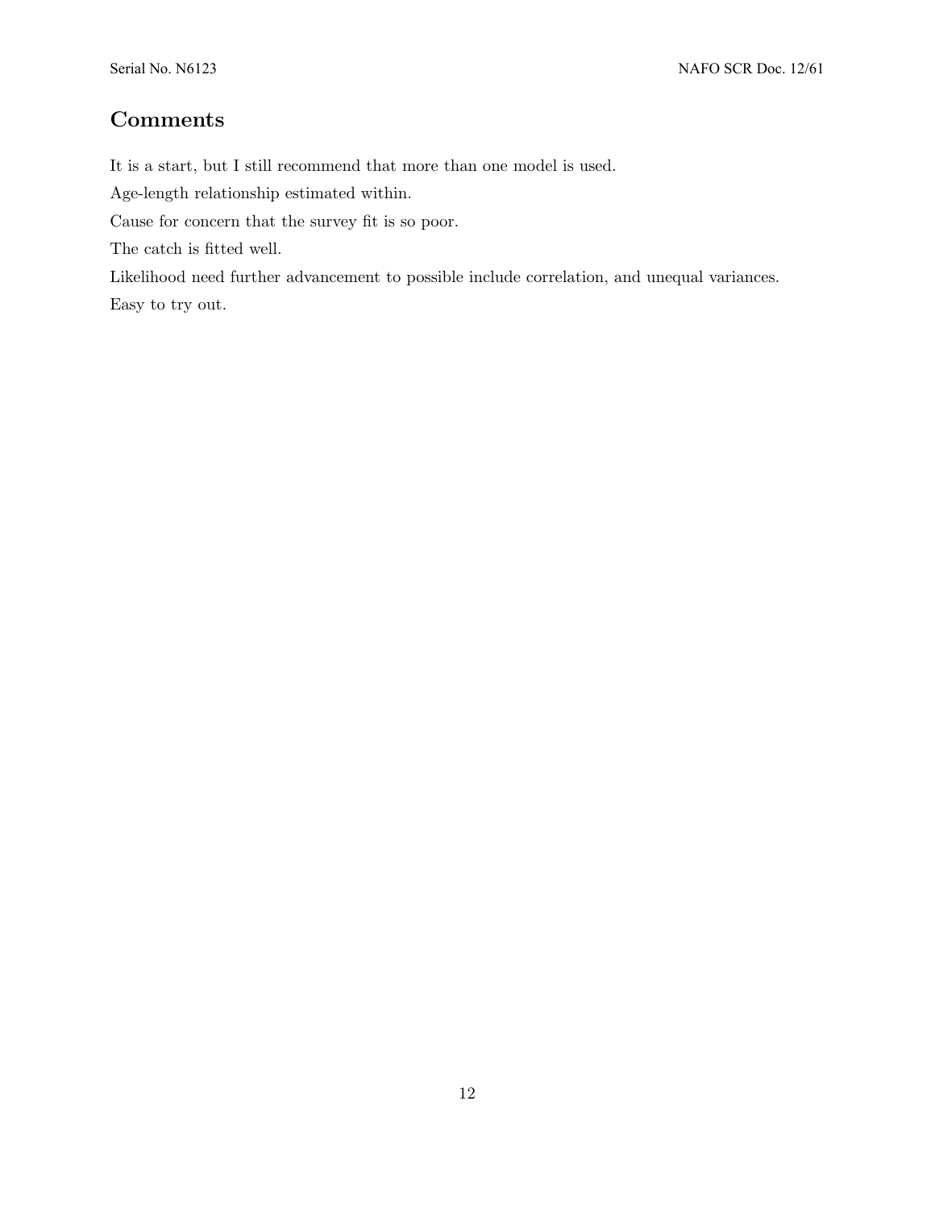## Comments

It is a start, but I still recommend that more than one model is used.

Age-length relationship estimated within.

Cause for concern that the survey fit is so poor.

The catch is fitted well.

Likelihood need further advancement to possible include correlation, and unequal variances.

Easy to try out.